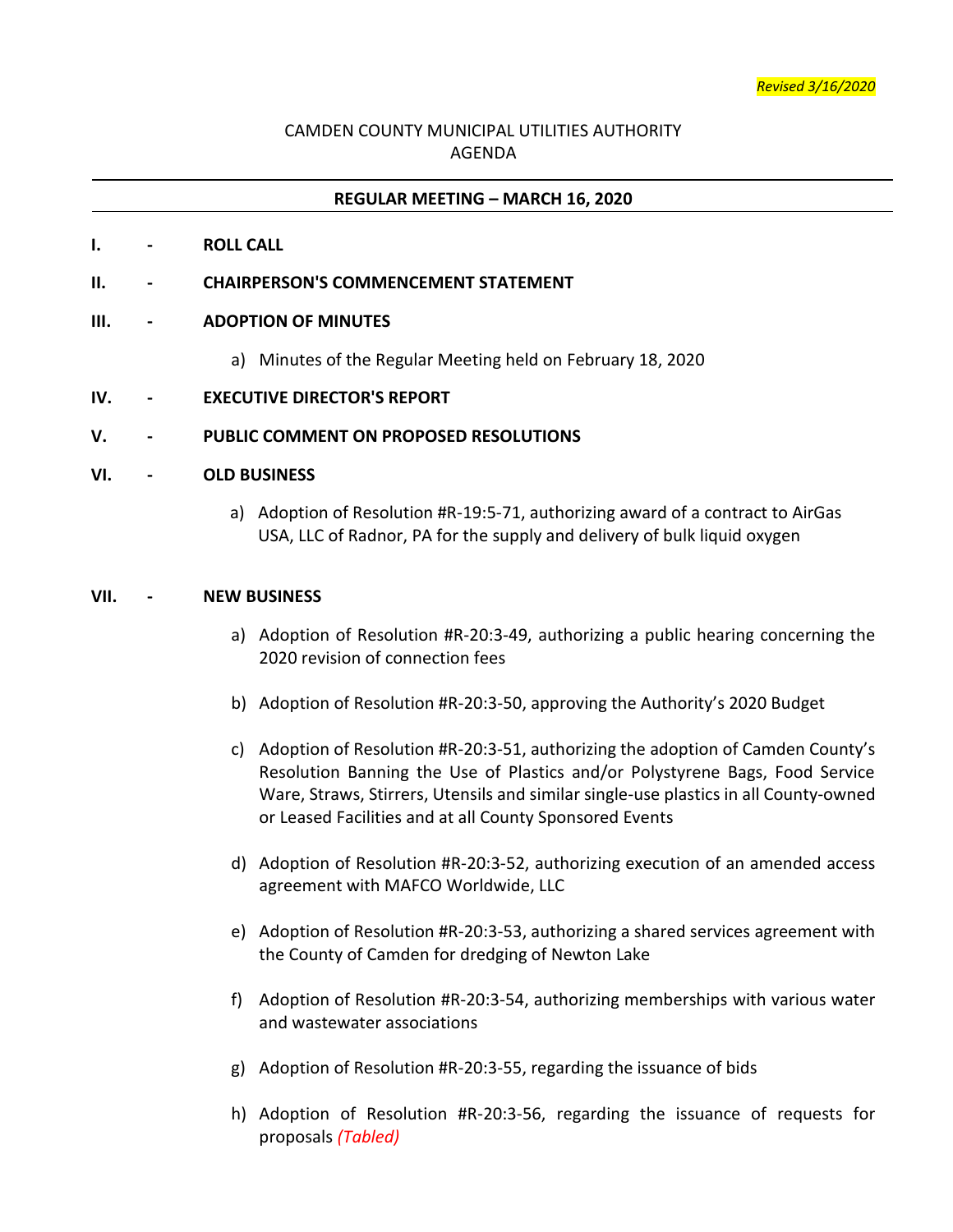*Revised 3/16/2020*

CAMDEN COUNTY MUNICIPAL UTILITIES AUTHORITY
AGENDA

**REGULAR MEETING – MARCH 16, 2020**

**I. - ROLL CALL**

**II. - CHAIRPERSON'S COMMENCEMENT STATEMENT**

**III. - ADOPTION OF MINUTES**

a) Minutes of the Regular Meeting held on February 18, 2020

**IV. - EXECUTIVE DIRECTOR'S REPORT**

**V. - PUBLIC COMMENT ON PROPOSED RESOLUTIONS**

**VI. - OLD BUSINESS**

a) Adoption of Resolution #R-19:5-71, authorizing award of a contract to AirGas USA, LLC of Radnor, PA for the supply and delivery of bulk liquid oxygen

**VII. - NEW BUSINESS**

a) Adoption of Resolution #R-20:3-49, authorizing a public hearing concerning the 2020 revision of connection fees

b) Adoption of Resolution #R-20:3-50, approving the Authority's 2020 Budget

c) Adoption of Resolution #R-20:3-51, authorizing the adoption of Camden County's Resolution Banning the Use of Plastics and/or Polystyrene Bags, Food Service Ware, Straws, Stirrers, Utensils and similar single-use plastics in all County-owned or Leased Facilities and at all County Sponsored Events

d) Adoption of Resolution #R-20:3-52, authorizing execution of an amended access agreement with MAFCO Worldwide, LLC

e) Adoption of Resolution #R-20:3-53, authorizing a shared services agreement with the County of Camden for dredging of Newton Lake

f) Adoption of Resolution #R-20:3-54, authorizing memberships with various water and wastewater associations

g) Adoption of Resolution #R-20:3-55, regarding the issuance of bids

h) Adoption of Resolution #R-20:3-56, regarding the issuance of requests for proposals *(Tabled)*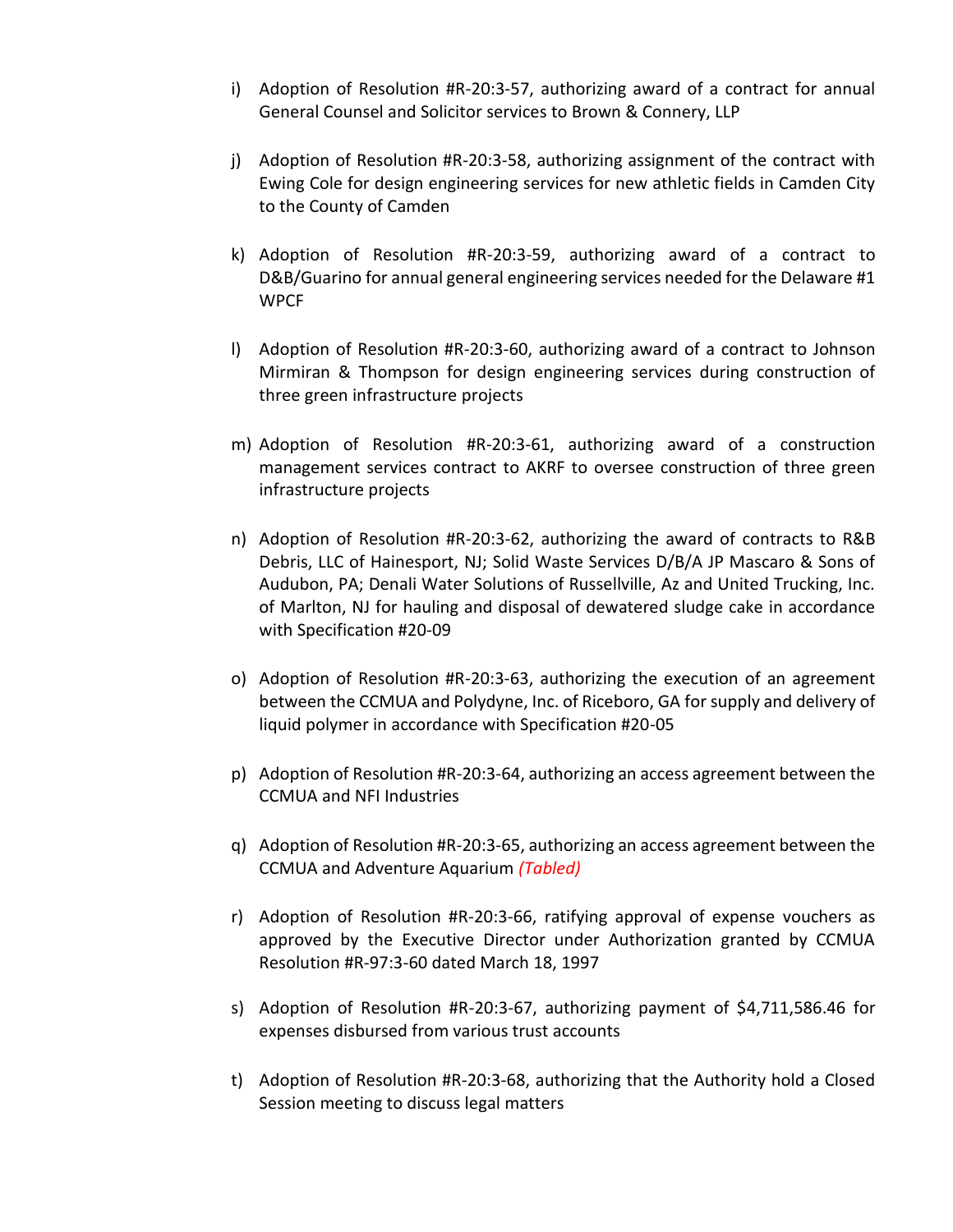i) Adoption of Resolution #R-20:3-57, authorizing award of a contract for annual General Counsel and Solicitor services to Brown & Connery, LLP

j) Adoption of Resolution #R-20:3-58, authorizing assignment of the contract with Ewing Cole for design engineering services for new athletic fields in Camden City to the County of Camden

k) Adoption of Resolution #R-20:3-59, authorizing award of a contract to D&B/Guarino for annual general engineering services needed for the Delaware #1 WPCF

l) Adoption of Resolution #R-20:3-60, authorizing award of a contract to Johnson Mirmiran & Thompson for design engineering services during construction of three green infrastructure projects

m) Adoption of Resolution #R-20:3-61, authorizing award of a construction management services contract to AKRF to oversee construction of three green infrastructure projects

n) Adoption of Resolution #R-20:3-62, authorizing the award of contracts to R&B Debris, LLC of Hainesport, NJ; Solid Waste Services D/B/A JP Mascaro & Sons of Audubon, PA; Denali Water Solutions of Russellville, Az and United Trucking, Inc. of Marlton, NJ for hauling and disposal of dewatered sludge cake in accordance with Specification #20-09

o) Adoption of Resolution #R-20:3-63, authorizing the execution of an agreement between the CCMUA and Polydyne, Inc. of Riceboro, GA for supply and delivery of liquid polymer in accordance with Specification #20-05

p) Adoption of Resolution #R-20:3-64, authorizing an access agreement between the CCMUA and NFI Industries

q) Adoption of Resolution #R-20:3-65, authorizing an access agreement between the CCMUA and Adventure Aquarium *(Tabled)*

r) Adoption of Resolution #R-20:3-66, ratifying approval of expense vouchers as approved by the Executive Director under Authorization granted by CCMUA Resolution #R-97:3-60 dated March 18, 1997

s) Adoption of Resolution #R-20:3-67, authorizing payment of $4,711,586.46 for expenses disbursed from various trust accounts

t) Adoption of Resolution #R-20:3-68, authorizing that the Authority hold a Closed Session meeting to discuss legal matters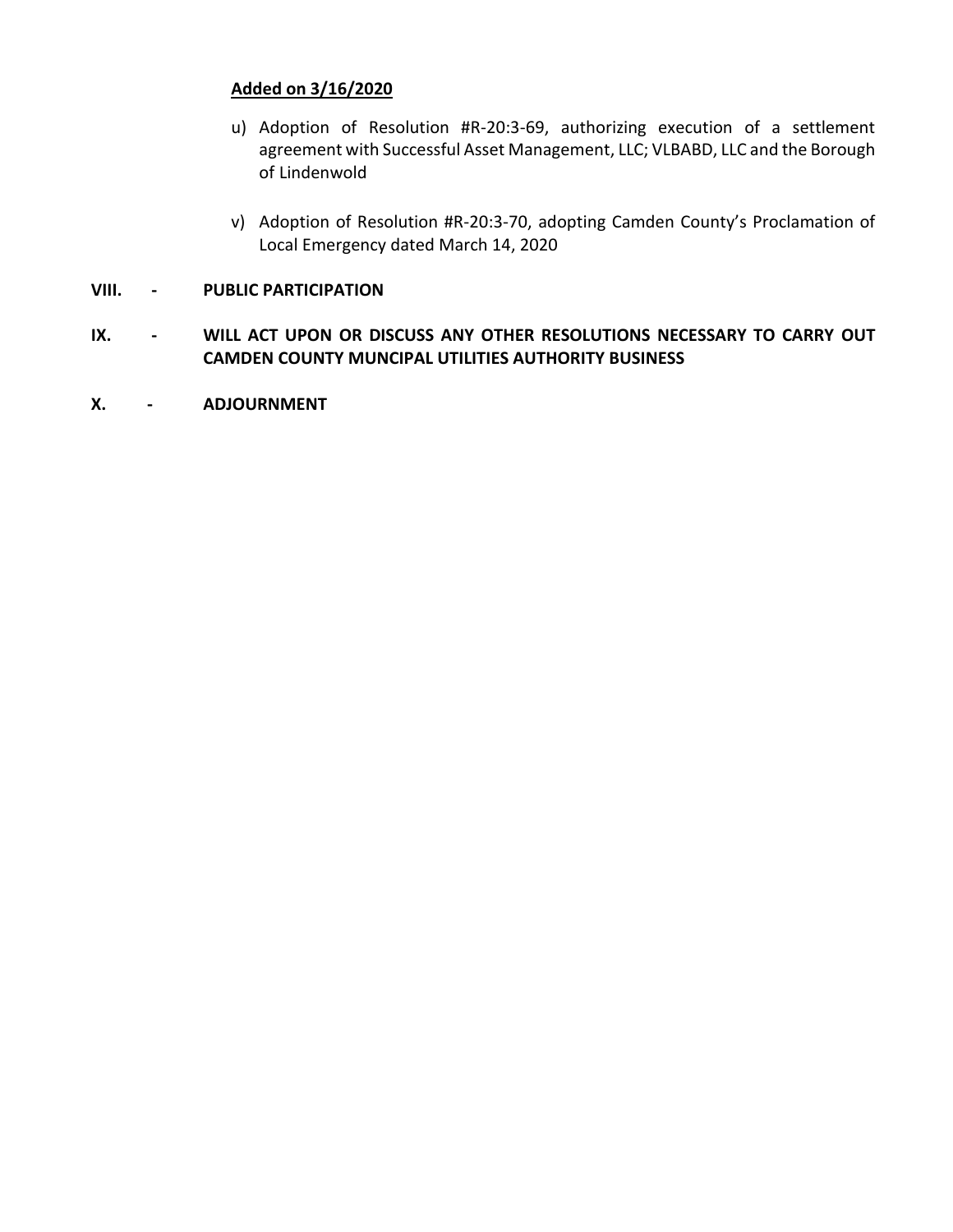**<u>Added on 3/16/2020</u>**

u) Adoption of Resolution #R-20:3-69, authorizing execution of a settlement agreement with Successful Asset Management, LLC; VLBABD, LLC and the Borough of Lindenwold

v) Adoption of Resolution #R-20:3-70, adopting Camden County's Proclamation of Local Emergency dated March 14, 2020

**VIII. - PUBLIC PARTICIPATION**

**IX. - WILL ACT UPON OR DISCUSS ANY OTHER RESOLUTIONS NECESSARY TO CARRY OUT CAMDEN COUNTY MUNCIPAL UTILITIES AUTHORITY BUSINESS**

**X. - ADJOURNMENT**